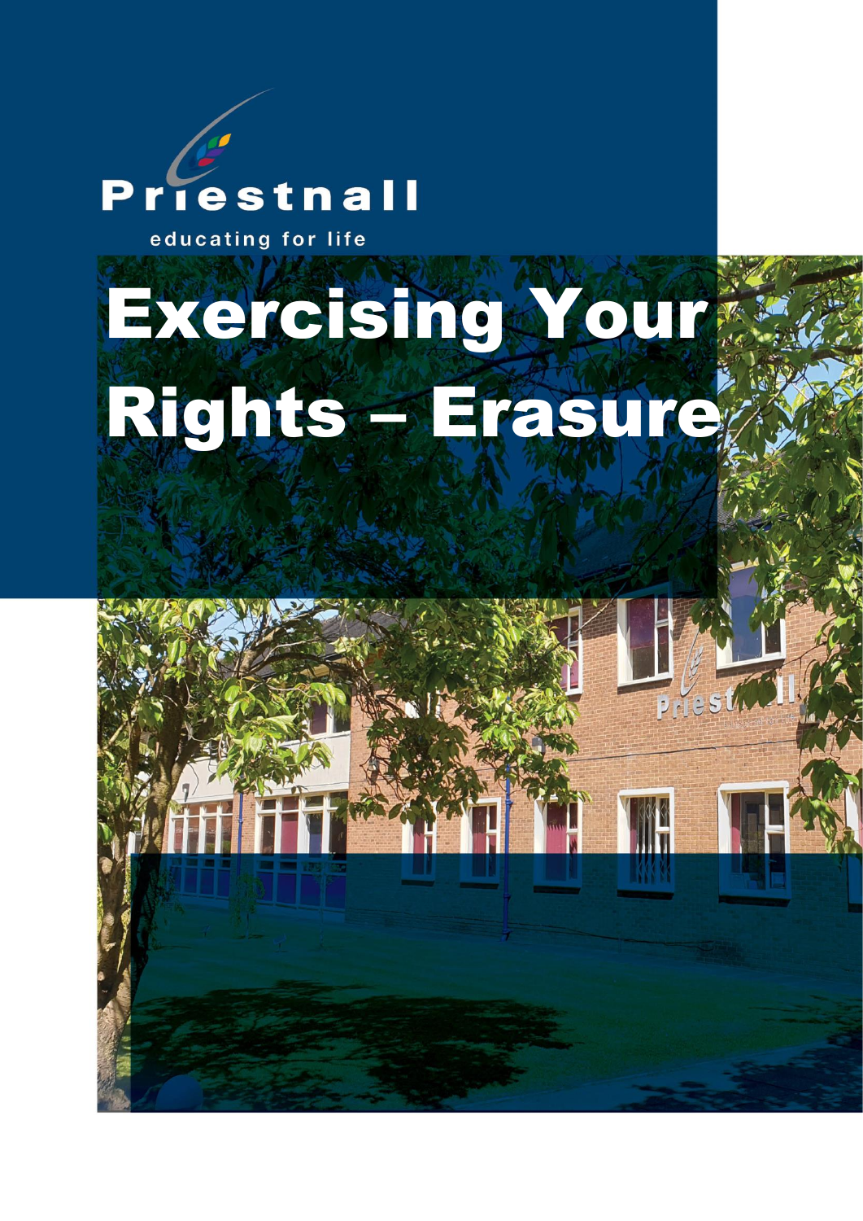Priestnall

educating for life

# Exercising Your Rights – Erasure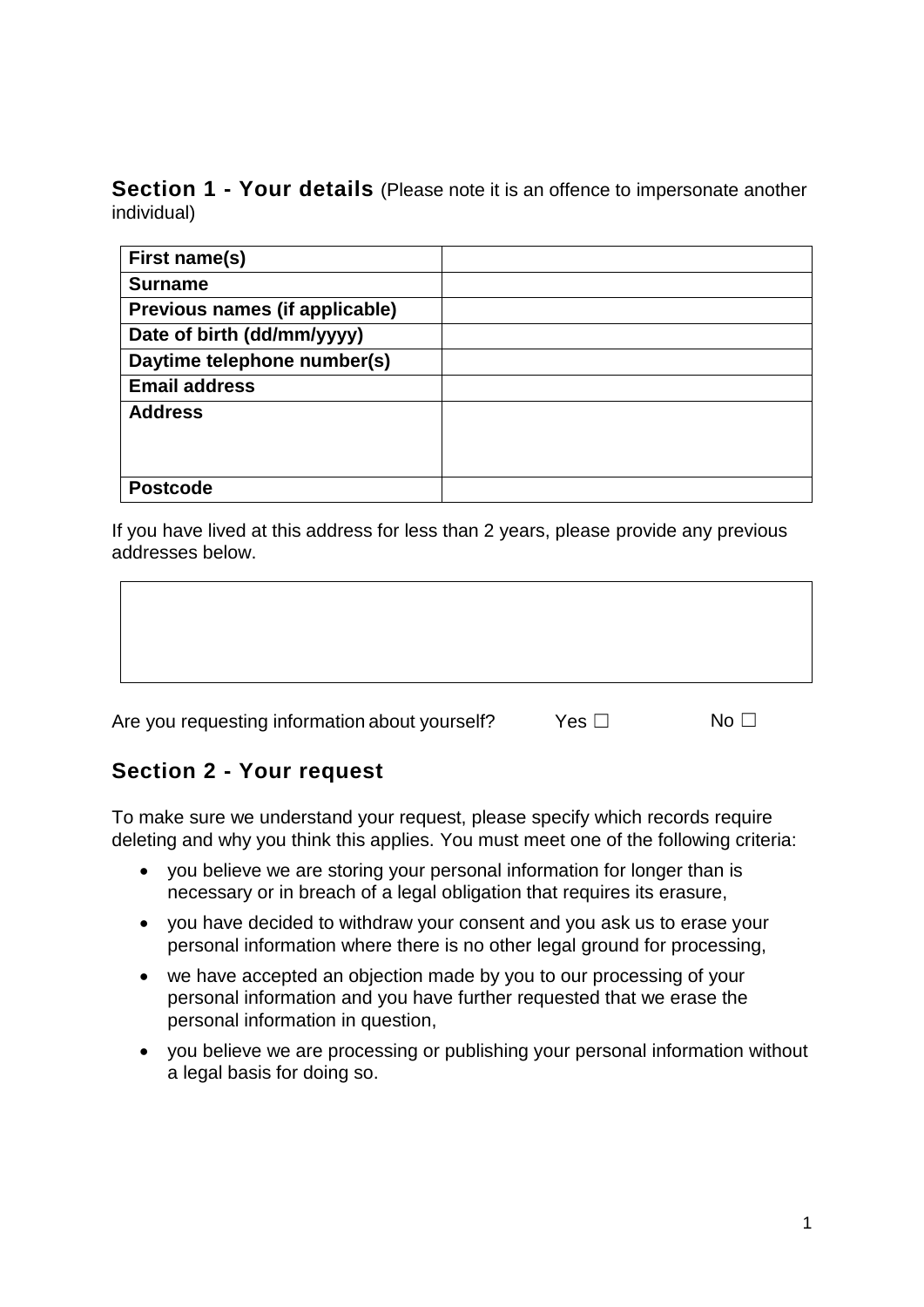## Section 1 - Your details (Please note it is an offence to impersonate another individual)

| First name(s) | |
|---|---|
| Surname | |
| Previous names (if applicable) | |
| Date of birth (dd/mm/yyyy) | |
| Daytime telephone number(s) | |
| Email address | |
| Address | |
| Postcode | |

If you have lived at this address for less than 2 years, please provide any previous addresses below.

| |
|---|
| |

Are you requesting information about yourself? Yes ☐ No ☐

## Section 2 - Your request

To make sure we understand your request, please specify which records require deleting and why you think this applies. You must meet one of the following criteria:

- you believe we are storing your personal information for longer than is necessary or in breach of a legal obligation that requires its erasure,
- you have decided to withdraw your consent and you ask us to erase your personal information where there is no other legal ground for processing,
- we have accepted an objection made by you to our processing of your personal information and you have further requested that we erase the personal information in question,
- you believe we are processing or publishing your personal information without a legal basis for doing so.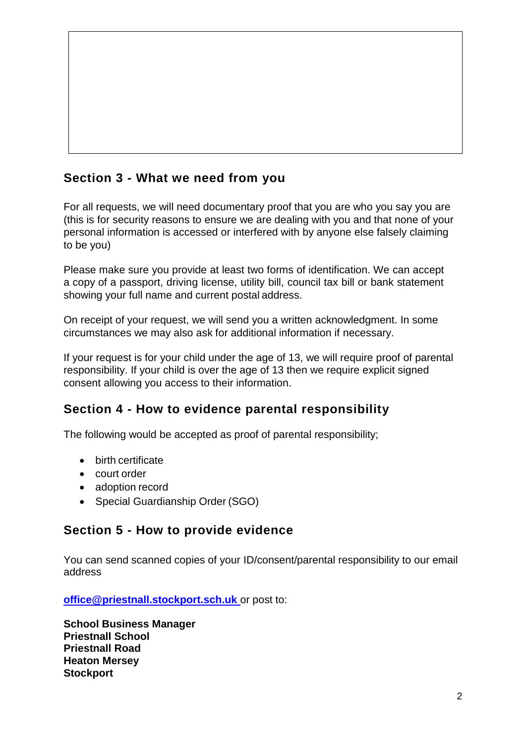## Section 3 - What we need from you

For all requests, we will need documentary proof that you are who you say you are (this is for security reasons to ensure we are dealing with you and that none of your personal information is accessed or interfered with by anyone else falsely claiming to be you)

Please make sure you provide at least two forms of identification. We can accept a copy of a passport, driving license, utility bill, council tax bill or bank statement showing your full name and current postal address.

On receipt of your request, we will send you a written acknowledgment. In some circumstances we may also ask for additional information if necessary.

If your request is for your child under the age of 13, we will require proof of parental responsibility. If your child is over the age of 13 then we require explicit signed consent allowing you access to their information.

## Section 4 - How to evidence parental responsibility

The following would be accepted as proof of parental responsibility;

- birth certificate
- court order
- adoption record
- Special Guardianship Order (SGO)

## Section 5 - How to provide evidence

You can send scanned copies of your ID/consent/parental responsibility to our email address

**office@priestnall.stockport.sch.uk** or post to:

**School Business Manager**
**Priestnall School**
**Priestnall Road**
**Heaton Mersey**
**Stockport**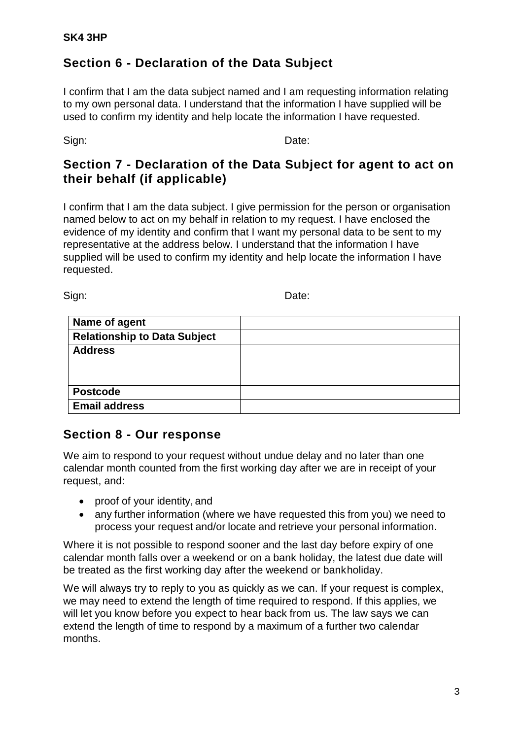**SK4 3HP**

## Section 6 - Declaration of the Data Subject

I confirm that I am the data subject named and I am requesting information relating to my own personal data. I understand that the information I have supplied will be used to confirm my identity and help locate the information I have requested.

Sign: Date:

## Section 7 - Declaration of the Data Subject for agent to act on their behalf (if applicable)

I confirm that I am the data subject. I give permission for the person or organisation named below to act on my behalf in relation to my request. I have enclosed the evidence of my identity and confirm that I want my personal data to be sent to my representative at the address below. I understand that the information I have supplied will be used to confirm my identity and help locate the information I have requested.

Sign: Date:

| **Name of agent** | |
|---|---|
| **Relationship to Data Subject** | |
| **Address** | |
| **Postcode** | |
| **Email address** | |

## Section 8 - Our response

We aim to respond to your request without undue delay and no later than one calendar month counted from the first working day after we are in receipt of your request, and:

- proof of your identity, and
- any further information (where we have requested this from you) we need to process your request and/or locate and retrieve your personal information.

Where it is not possible to respond sooner and the last day before expiry of one calendar month falls over a weekend or on a bank holiday, the latest due date will be treated as the first working day after the weekend or bankholiday.

We will always try to reply to you as quickly as we can. If your request is complex, we may need to extend the length of time required to respond. If this applies, we will let you know before you expect to hear back from us. The law says we can extend the length of time to respond by a maximum of a further two calendar months.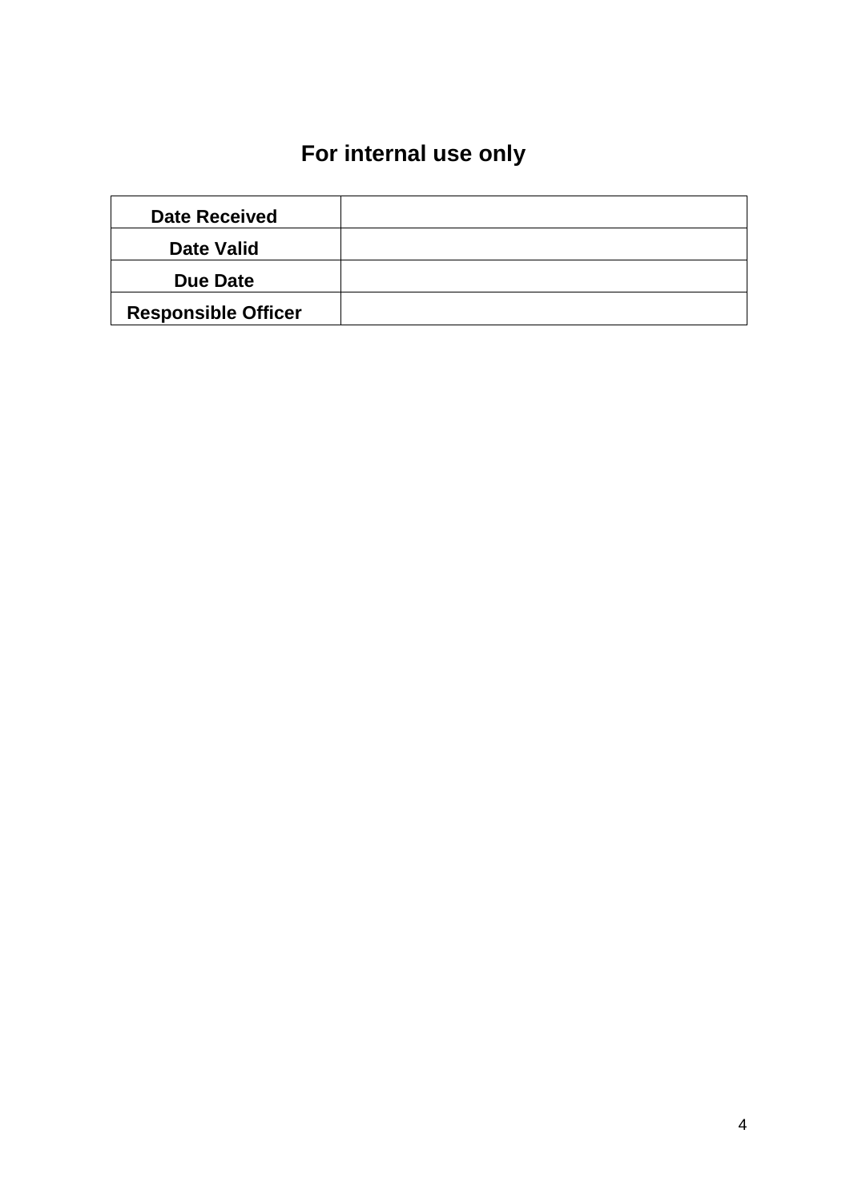# For internal use only

| | |
|---|---|
| **Date Received** | |
| **Date Valid** | |
| **Due Date** | |
| **Responsible Officer** | |